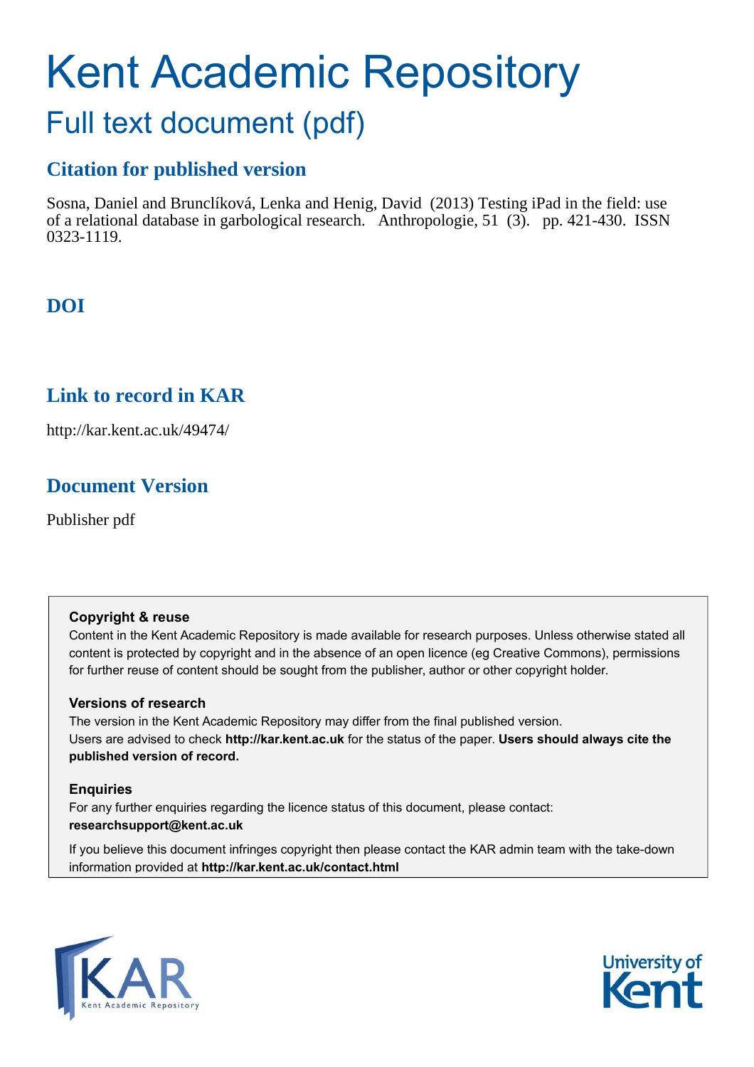# Kent Academic Repository

## Full text document (pdf)

### Citation for published version

Sosna, Daniel and Brunclíková, Lenka and Henig, David (2013) Testing iPad in the field: use of a relational database in garbological research. Anthropologie, 51 (3). pp. 421-430. ISSN 0323-1119.

### DOI

### Link to record in KAR

http://kar.kent.ac.uk/49474/

### Document Version

Publisher pdf

**Copyright & reuse**

Content in the Kent Academic Repository is made available for research purposes. Unless otherwise stated all content is protected by copyright and in the absence of an open licence (eg Creative Commons), permissions for further reuse of content should be sought from the publisher, author or other copyright holder.

**Versions of research**

The version in the Kent Academic Repository may differ from the final published version. Users are advised to check **http://kar.kent.ac.uk** for the status of the paper. **Users should always cite the published version of record.**

**Enquiries**

For any further enquiries regarding the licence status of this document, please contact: **researchsupport@kent.ac.uk**

If you believe this document infringes copyright then please contact the KAR admin team with the take-down information provided at **http://kar.kent.ac.uk/contact.html**

KAR Kent Academic Repository

University of Kent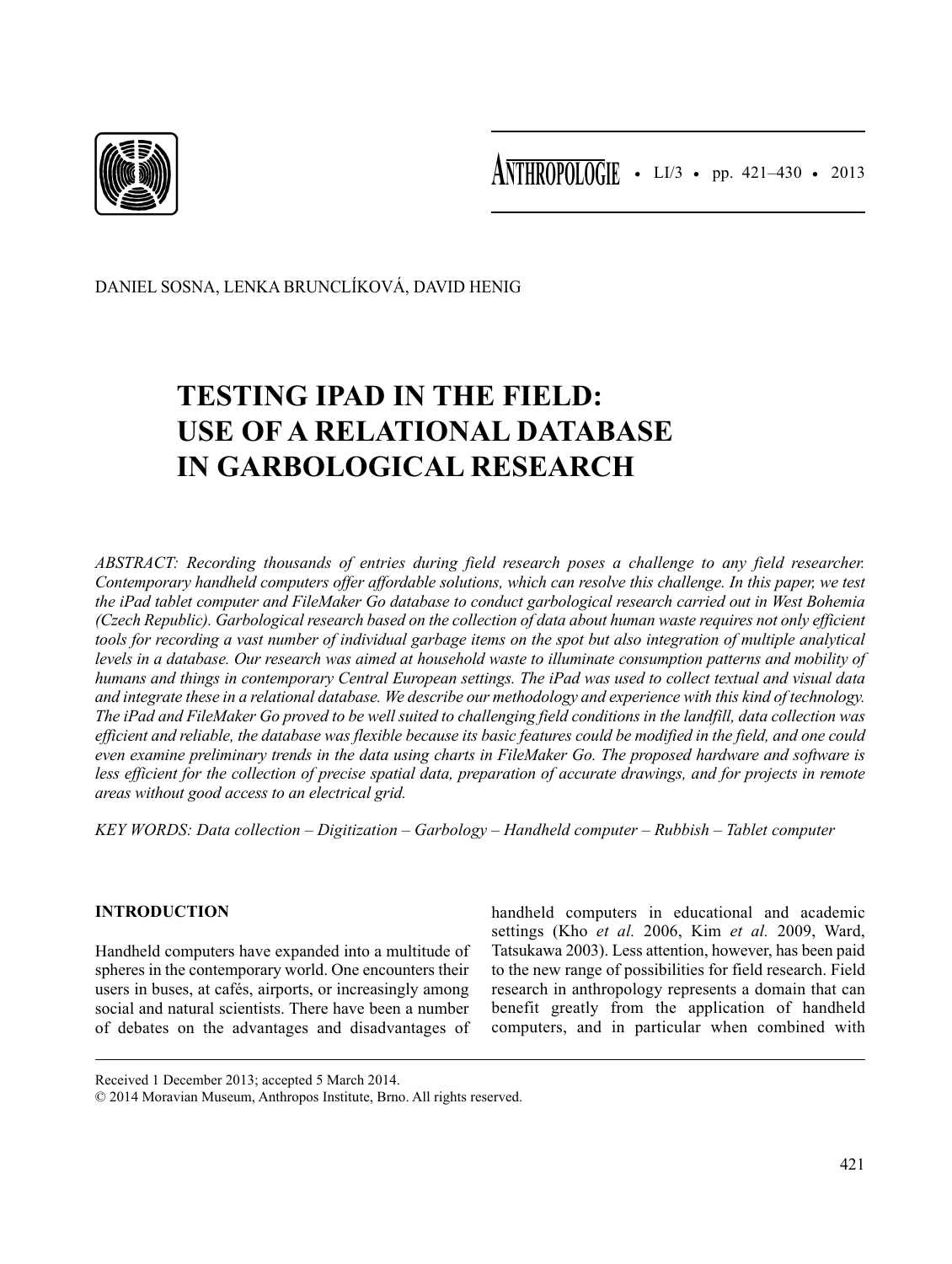DANIEL SOSNA, LENKA BRUNCLÍKOVÁ, DAVID HENIG

# TESTING IPAD IN THE FIELD: USE OF A RELATIONAL DATABASE IN GARBOLOGICAL RESEARCH

*ABSTRACT: Recording thousands of entries during field research poses a challenge to any field researcher. Contemporary handheld computers offer affordable solutions, which can resolve this challenge. In this paper, we test the iPad tablet computer and FileMaker Go database to conduct garbological research carried out in West Bohemia (Czech Republic). Garbological research based on the collection of data about human waste requires not only efficient tools for recording a vast number of individual garbage items on the spot but also integration of multiple analytical levels in a database. Our research was aimed at household waste to illuminate consumption patterns and mobility of humans and things in contemporary Central European settings. The iPad was used to collect textual and visual data and integrate these in a relational database. We describe our methodology and experience with this kind of technology. The iPad and FileMaker Go proved to be well suited to challenging field conditions in the landfill, data collection was efficient and reliable, the database was flexible because its basic features could be modified in the field, and one could even examine preliminary trends in the data using charts in FileMaker Go. The proposed hardware and software is less efficient for the collection of precise spatial data, preparation of accurate drawings, and for projects in remote areas without good access to an electrical grid.*

*KEY WORDS: Data collection – Digitization – Garbology – Handheld computer – Rubbish – Tablet computer*

## INTRODUCTION

Handheld computers have expanded into a multitude of spheres in the contemporary world. One encounters their users in buses, at cafés, airports, or increasingly among social and natural scientists. There have been a number of debates on the advantages and disadvantages of handheld computers in educational and academic settings (Kho *et al.* 2006, Kim *et al.* 2009, Ward, Tatsukawa 2003). Less attention, however, has been paid to the new range of possibilities for field research. Field research in anthropology represents a domain that can benefit greatly from the application of handheld computers, and in particular when combined with

Received 1 December 2013; accepted 5 March 2014.

© 2014 Moravian Museum, Anthropos Institute, Brno. All rights reserved.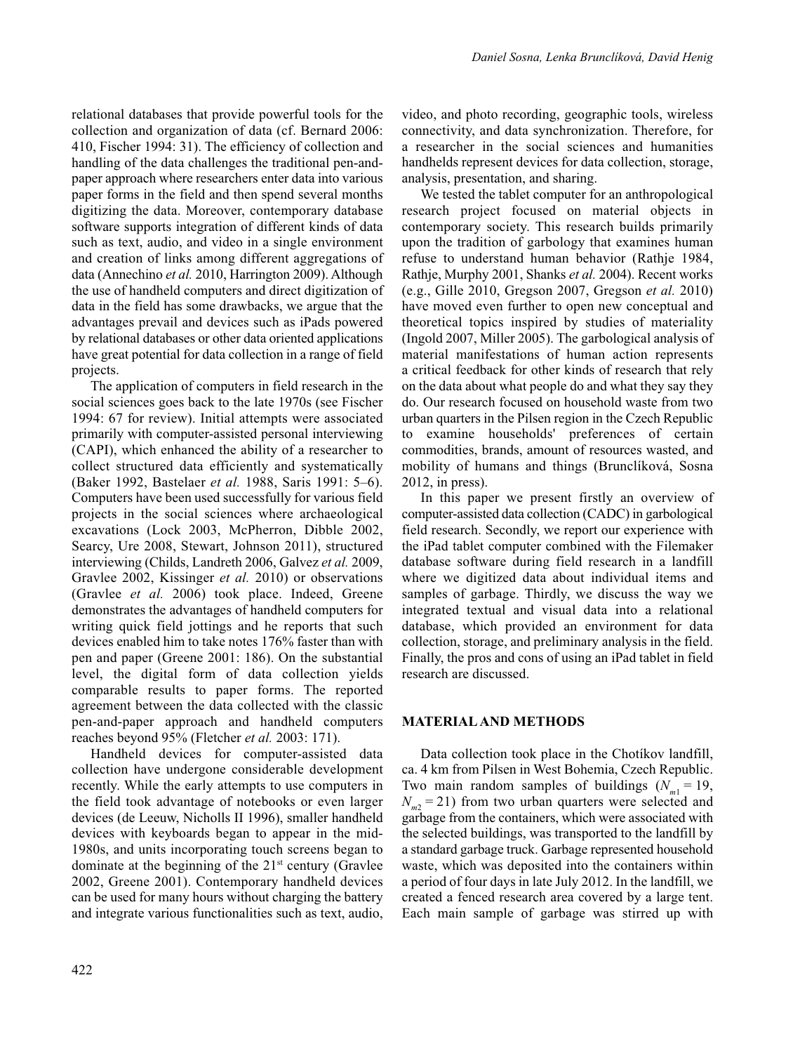relational databases that provide powerful tools for the collection and organization of data (cf. Bernard 2006: 410, Fischer 1994: 31). The efficiency of collection and handling of the data challenges the traditional pen-and-paper approach where researchers enter data into various paper forms in the field and then spend several months digitizing the data. Moreover, contemporary database software supports integration of different kinds of data such as text, audio, and video in a single environment and creation of links among different aggregations of data (Annechino *et al.* 2010, Harrington 2009). Although the use of handheld computers and direct digitization of data in the field has some drawbacks, we argue that the advantages prevail and devices such as iPads powered by relational databases or other data oriented applications have great potential for data collection in a range of field projects.

The application of computers in field research in the social sciences goes back to the late 1970s (see Fischer 1994: 67 for review). Initial attempts were associated primarily with computer-assisted personal interviewing (CAPI), which enhanced the ability of a researcher to collect structured data efficiently and systematically (Baker 1992, Bastelaer *et al.* 1988, Saris 1991: 5–6). Computers have been used successfully for various field projects in the social sciences where archaeological excavations (Lock 2003, McPherron, Dibble 2002, Searcy, Ure 2008, Stewart, Johnson 2011), structured interviewing (Childs, Landreth 2006, Galvez *et al.* 2009, Gravlee 2002, Kissinger *et al.* 2010) or observations (Gravlee *et al.* 2006) took place. Indeed, Greene demonstrates the advantages of handheld computers for writing quick field jottings and he reports that such devices enabled him to take notes 176% faster than with pen and paper (Greene 2001: 186). On the substantial level, the digital form of data collection yields comparable results to paper forms. The reported agreement between the data collected with the classic pen-and-paper approach and handheld computers reaches beyond 95% (Fletcher *et al.* 2003: 171).

Handheld devices for computer-assisted data collection have undergone considerable development recently. While the early attempts to use computers in the field took advantage of notebooks or even larger devices (de Leeuw, Nicholls II 1996), smaller handheld devices with keyboards began to appear in the mid-1980s, and units incorporating touch screens began to dominate at the beginning of the 21st century (Gravlee 2002, Greene 2001). Contemporary handheld devices can be used for many hours without charging the battery and integrate various functionalities such as text, audio, video, and photo recording, geographic tools, wireless connectivity, and data synchronization. Therefore, for a researcher in the social sciences and humanities handhelds represent devices for data collection, storage, analysis, presentation, and sharing.

We tested the tablet computer for an anthropological research project focused on material objects in contemporary society. This research builds primarily upon the tradition of garbology that examines human refuse to understand human behavior (Rathje 1984, Rathje, Murphy 2001, Shanks *et al.* 2004). Recent works (e.g., Gille 2010, Gregson 2007, Gregson *et al.* 2010) have moved even further to open new conceptual and theoretical topics inspired by studies of materiality (Ingold 2007, Miller 2005). The garbological analysis of material manifestations of human action represents a critical feedback for other kinds of research that rely on the data about what people do and what they say they do. Our research focused on household waste from two urban quarters in the Pilsen region in the Czech Republic to examine households' preferences of certain commodities, brands, amount of resources wasted, and mobility of humans and things (Bruncliková, Sosna 2012, in press).

In this paper we present firstly an overview of computer-assisted data collection (CADC) in garbological field research. Secondly, we report our experience with the iPad tablet computer combined with the Filemaker database software during field research in a landfill where we digitized data about individual items and samples of garbage. Thirdly, we discuss the way we integrated textual and visual data into a relational database, which provided an environment for data collection, storage, and preliminary analysis in the field. Finally, the pros and cons of using an iPad tablet in field research are discussed.

## MATERIAL AND METHODS

Data collection took place in the Chotíkov landfill, ca. 4 km from Pilsen in West Bohemia, Czech Republic. Two main random samples of buildings ($N_{m1} = 19$, $N_{m2} = 21$) from two urban quarters were selected and garbage from the containers, which were associated with the selected buildings, was transported to the landfill by a standard garbage truck. Garbage represented household waste, which was deposited into the containers within a period of four days in late July 2012. In the landfill, we created a fenced research area covered by a large tent. Each main sample of garbage was stirred up with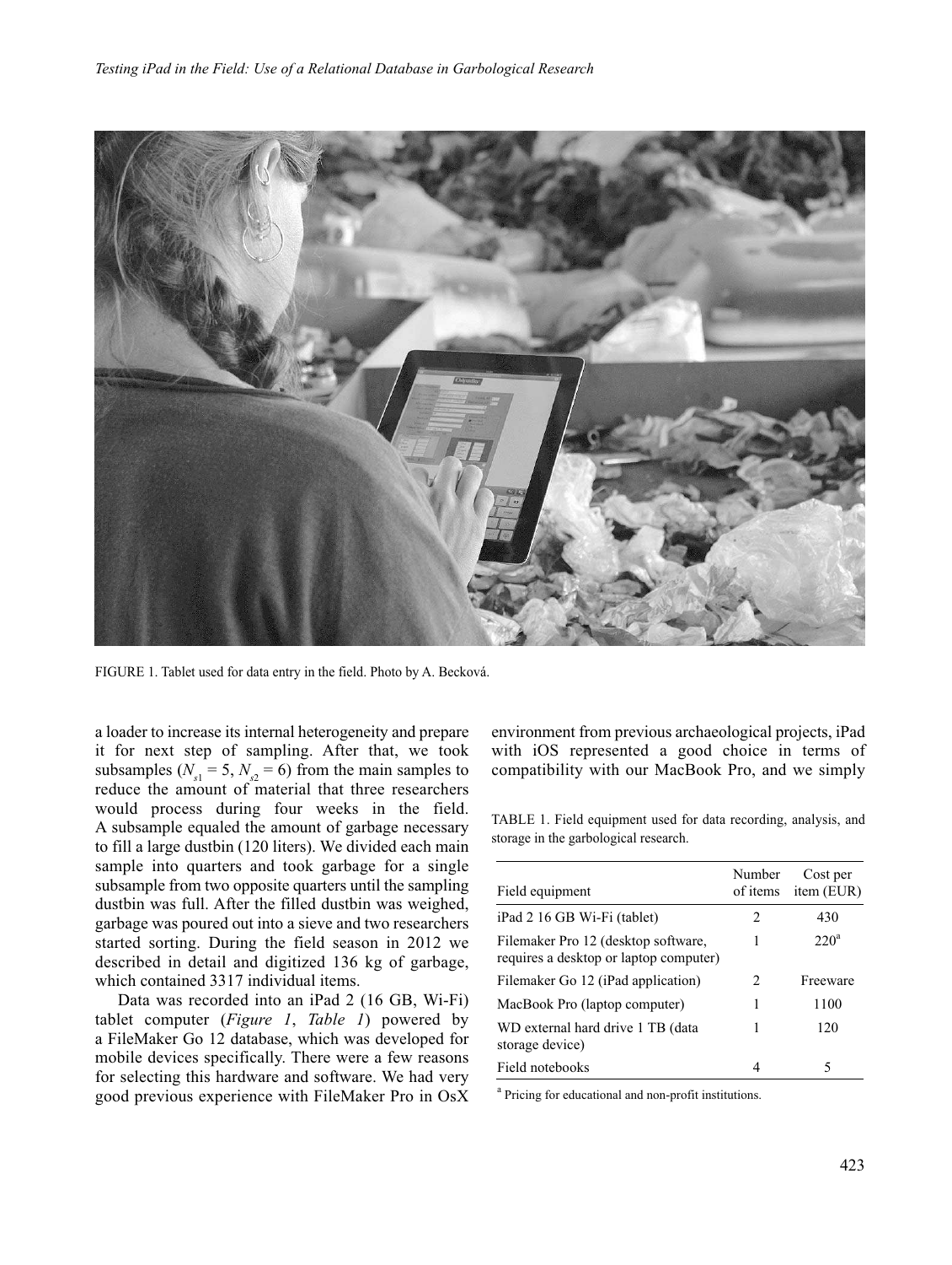FIGURE 1. Tablet used for data entry in the field. Photo by A. Becková.

a loader to increase its internal heterogeneity and prepare it for next step of sampling. After that, we took subsamples ($N_{s1} = 5$, $N_{s2} = 6$) from the main samples to reduce the amount of material that three researchers would process during four weeks in the field. A subsample equaled the amount of garbage necessary to fill a large dustbin (120 liters). We divided each main sample into quarters and took garbage for a single subsample from two opposite quarters until the sampling dustbin was full. After the filled dustbin was weighed, garbage was poured out into a sieve and two researchers started sorting. During the field season in 2012 we described in detail and digitized 136 kg of garbage, which contained 3317 individual items.

Data was recorded into an iPad 2 (16 GB, Wi-Fi) tablet computer (*Figure 1*, *Table 1*) powered by a FileMaker Go 12 database, which was developed for mobile devices specifically. There were a few reasons for selecting this hardware and software. We had very good previous experience with FileMaker Pro in OsX environment from previous archaeological projects, iPad with iOS represented a good choice in terms of compatibility with our MacBook Pro, and we simply

TABLE 1. Field equipment used for data recording, analysis, and storage in the garbological research.

| Field equipment | Number of items | Cost per item (EUR) |
|---|---|---|
| iPad 2 16 GB Wi-Fi (tablet) | 2 | 430 |
| Filemaker Pro 12 (desktop software, requires a desktop or laptop computer) | 1 | 220[a] |
| Filemaker Go 12 (iPad application) | 2 | Freeware |
| MacBook Pro (laptop computer) | 1 | 1100 |
| WD external hard drive 1 TB (data storage device) | 1 | 120 |
| Field notebooks | 4 | 5 |

[a] Pricing for educational and non-profit institutions.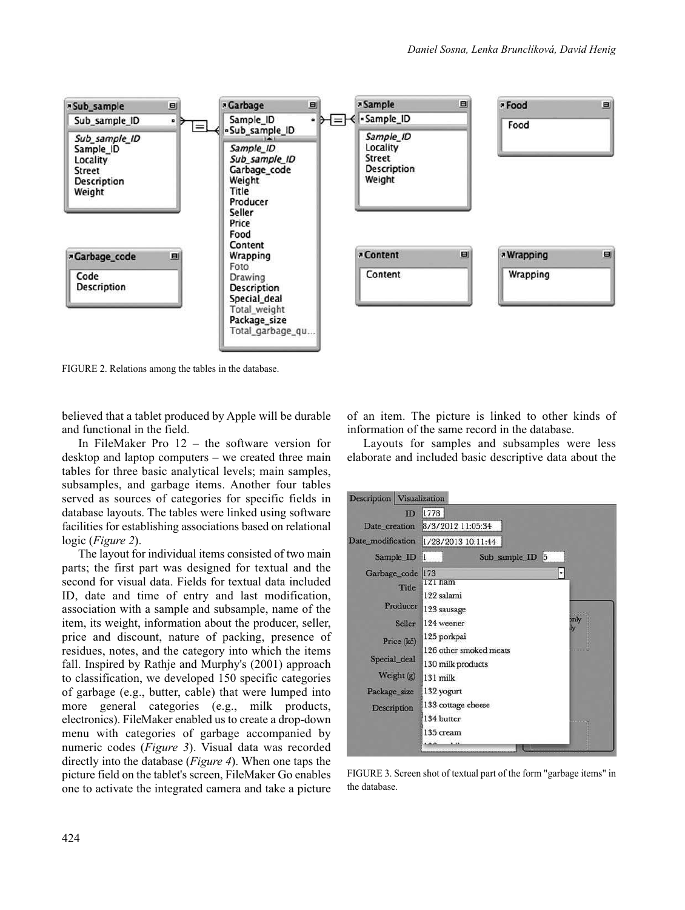FIGURE 2. Relations among the tables in the database.

believed that a tablet produced by Apple will be durable and functional in the field.

In FileMaker Pro 12 – the software version for desktop and laptop computers – we created three main tables for three basic analytical levels; main samples, subsamples, and garbage items. Another four tables served as sources of categories for specific fields in database layouts. The tables were linked using software facilities for establishing associations based on relational logic (*Figure 2*).

The layout for individual items consisted of two main parts; the first part was designed for textual and the second for visual data. Fields for textual data included ID, date and time of entry and last modification, association with a sample and subsample, name of the item, its weight, information about the producer, seller, price and discount, nature of packing, presence of residues, notes, and the category into which the items fall. Inspired by Rathje and Murphy's (2001) approach to classification, we developed 150 specific categories of garbage (e.g., butter, cable) that were lumped into more general categories (e.g., milk products, electronics). FileMaker enabled us to create a drop-down menu with categories of garbage accompanied by numeric codes (*Figure 3*). Visual data was recorded directly into the database (*Figure 4*). When one taps the picture field on the tablet's screen, FileMaker Go enables one to activate the integrated camera and take a picture of an item. The picture is linked to other kinds of information of the same record in the database.

Layouts for samples and subsamples were less elaborate and included basic descriptive data about the

FIGURE 3. Screen shot of textual part of the form "garbage items" in the database.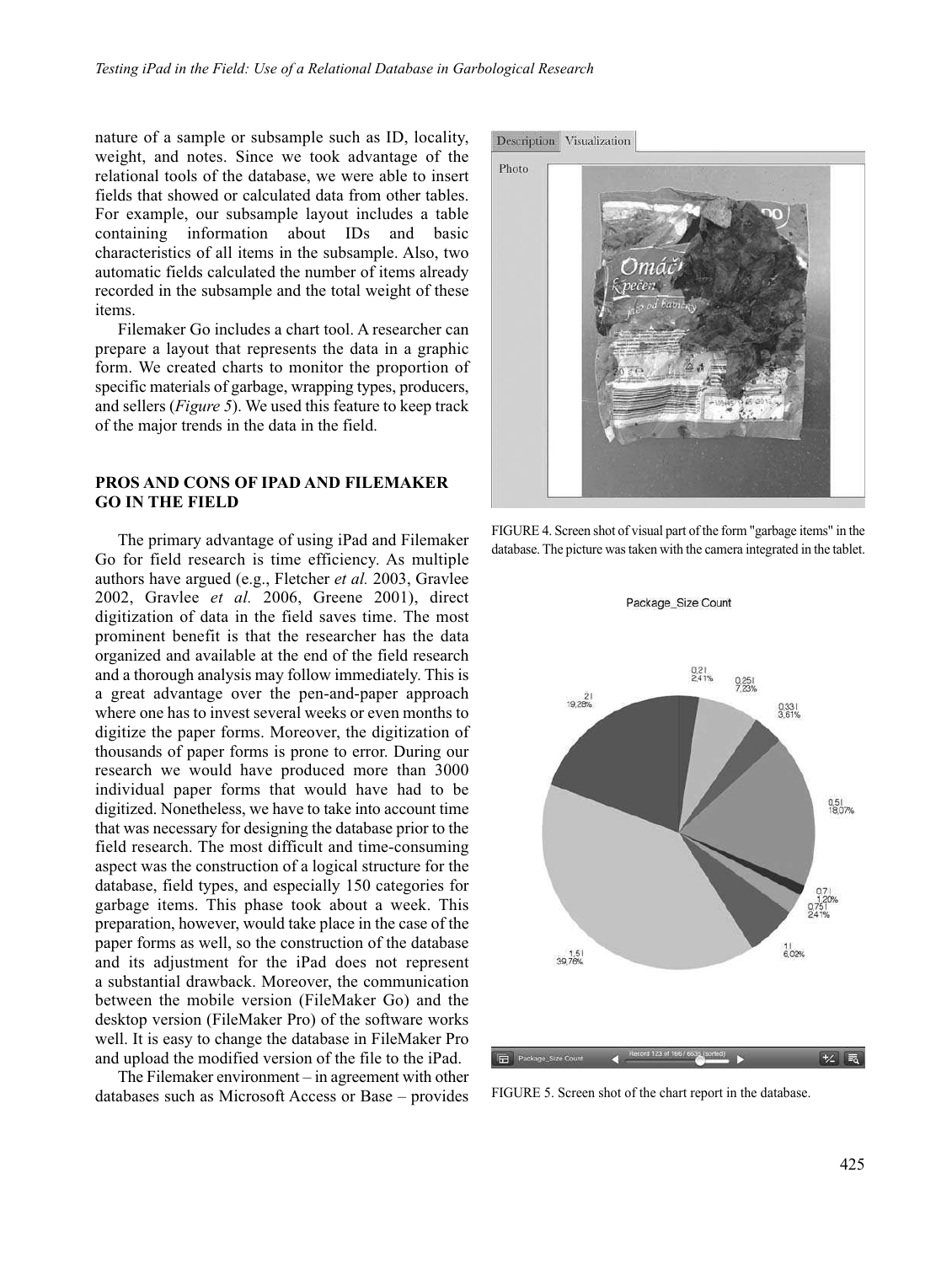nature of a sample or subsample such as ID, locality, weight, and notes. Since we took advantage of the relational tools of the database, we were able to insert fields that showed or calculated data from other tables. For example, our subsample layout includes a table containing information about IDs and basic characteristics of all items in the subsample. Also, two automatic fields calculated the number of items already recorded in the subsample and the total weight of these items.

Filemaker Go includes a chart tool. A researcher can prepare a layout that represents the data in a graphic form. We created charts to monitor the proportion of specific materials of garbage, wrapping types, producers, and sellers (*Figure 5*). We used this feature to keep track of the major trends in the data in the field.

## PROS AND CONS OF IPAD AND FILEMAKER GO IN THE FIELD

The primary advantage of using iPad and Filemaker Go for field research is time efficiency. As multiple authors have argued (e.g., Fletcher *et al.* 2003, Gravlee 2002, Gravlee *et al.* 2006, Greene 2001), direct digitization of data in the field saves time. The most prominent benefit is that the researcher has the data organized and available at the end of the field research and a thorough analysis may follow immediately. This is a great advantage over the pen-and-paper approach where one has to invest several weeks or even months to digitize the paper forms. Moreover, the digitization of thousands of paper forms is prone to error. During our research we would have produced more than 3000 individual paper forms that would have had to be digitized. Nonetheless, we have to take into account time that was necessary for designing the database prior to the field research. The most difficult and time-consuming aspect was the construction of a logical structure for the database, field types, and especially 150 categories for garbage items. This phase took about a week. This preparation, however, would take place in the case of the paper forms as well, so the construction of the database and its adjustment for the iPad does not represent a substantial drawback. Moreover, the communication between the mobile version (FileMaker Go) and the desktop version (FileMaker Pro) of the software works well. It is easy to change the database in FileMaker Pro and upload the modified version of the file to the iPad.

The Filemaker environment – in agreement with other databases such as Microsoft Access or Base – provides

FIGURE 4. Screen shot of visual part of the form "garbage items" in the database. The picture was taken with the camera integrated in the tablet.

FIGURE 5. Screen shot of the chart report in the database.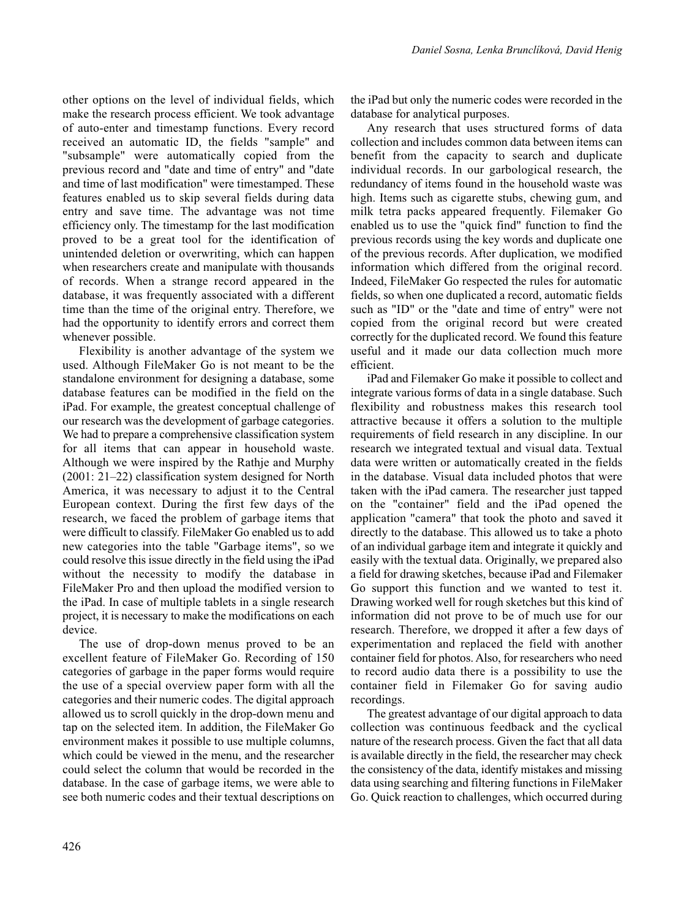other options on the level of individual fields, which make the research process efficient. We took advantage of auto-enter and timestamp functions. Every record received an automatic ID, the fields "sample" and "subsample" were automatically copied from the previous record and "date and time of entry" and "date and time of last modification" were timestamped. These features enabled us to skip several fields during data entry and save time. The advantage was not time efficiency only. The timestamp for the last modification proved to be a great tool for the identification of unintended deletion or overwriting, which can happen when researchers create and manipulate with thousands of records. When a strange record appeared in the database, it was frequently associated with a different time than the time of the original entry. Therefore, we had the opportunity to identify errors and correct them whenever possible.

Flexibility is another advantage of the system we used. Although FileMaker Go is not meant to be the standalone environment for designing a database, some database features can be modified in the field on the iPad. For example, the greatest conceptual challenge of our research was the development of garbage categories. We had to prepare a comprehensive classification system for all items that can appear in household waste. Although we were inspired by the Rathje and Murphy (2001: 21–22) classification system designed for North America, it was necessary to adjust it to the Central European context. During the first few days of the research, we faced the problem of garbage items that were difficult to classify. FileMaker Go enabled us to add new categories into the table "Garbage items", so we could resolve this issue directly in the field using the iPad without the necessity to modify the database in FileMaker Pro and then upload the modified version to the iPad. In case of multiple tablets in a single research project, it is necessary to make the modifications on each device.

The use of drop-down menus proved to be an excellent feature of FileMaker Go. Recording of 150 categories of garbage in the paper forms would require the use of a special overview paper form with all the categories and their numeric codes. The digital approach allowed us to scroll quickly in the drop-down menu and tap on the selected item. In addition, the FileMaker Go environment makes it possible to use multiple columns, which could be viewed in the menu, and the researcher could select the column that would be recorded in the database. In the case of garbage items, we were able to see both numeric codes and their textual descriptions on the iPad but only the numeric codes were recorded in the database for analytical purposes.

Any research that uses structured forms of data collection and includes common data between items can benefit from the capacity to search and duplicate individual records. In our garbological research, the redundancy of items found in the household waste was high. Items such as cigarette stubs, chewing gum, and milk tetra packs appeared frequently. Filemaker Go enabled us to use the "quick find" function to find the previous records using the key words and duplicate one of the previous records. After duplication, we modified information which differed from the original record. Indeed, FileMaker Go respected the rules for automatic fields, so when one duplicated a record, automatic fields such as "ID" or the "date and time of entry" were not copied from the original record but were created correctly for the duplicated record. We found this feature useful and it made our data collection much more efficient.

iPad and Filemaker Go make it possible to collect and integrate various forms of data in a single database. Such flexibility and robustness makes this research tool attractive because it offers a solution to the multiple requirements of field research in any discipline. In our research we integrated textual and visual data. Textual data were written or automatically created in the fields in the database. Visual data included photos that were taken with the iPad camera. The researcher just tapped on the "container" field and the iPad opened the application "camera" that took the photo and saved it directly to the database. This allowed us to take a photo of an individual garbage item and integrate it quickly and easily with the textual data. Originally, we prepared also a field for drawing sketches, because iPad and Filemaker Go support this function and we wanted to test it. Drawing worked well for rough sketches but this kind of information did not prove to be of much use for our research. Therefore, we dropped it after a few days of experimentation and replaced the field with another container field for photos. Also, for researchers who need to record audio data there is a possibility to use the container field in Filemaker Go for saving audio recordings.

The greatest advantage of our digital approach to data collection was continuous feedback and the cyclical nature of the research process. Given the fact that all data is available directly in the field, the researcher may check the consistency of the data, identify mistakes and missing data using searching and filtering functions in FileMaker Go. Quick reaction to challenges, which occurred during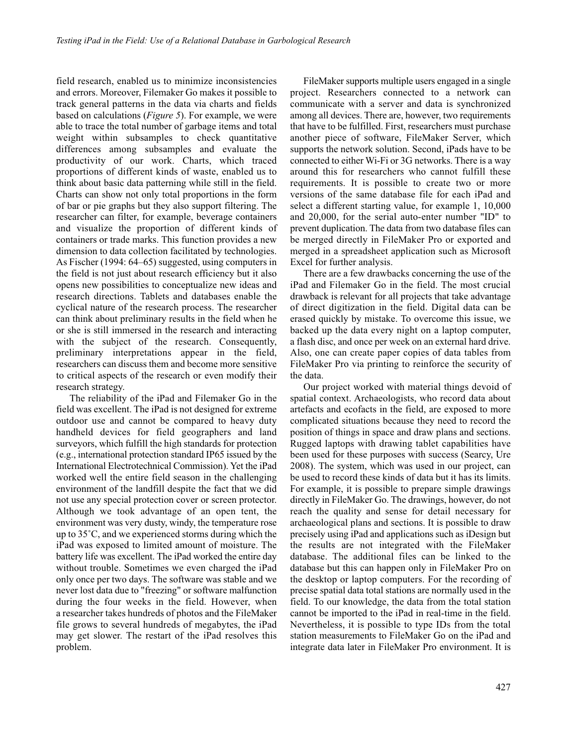field research, enabled us to minimize inconsistencies and errors. Moreover, Filemaker Go makes it possible to track general patterns in the data via charts and fields based on calculations (*Figure 5*). For example, we were able to trace the total number of garbage items and total weight within subsamples to check quantitative differences among subsamples and evaluate the productivity of our work. Charts, which traced proportions of different kinds of waste, enabled us to think about basic data patterning while still in the field. Charts can show not only total proportions in the form of bar or pie graphs but they also support filtering. The researcher can filter, for example, beverage containers and visualize the proportion of different kinds of containers or trade marks. This function provides a new dimension to data collection facilitated by technologies. As Fischer (1994: 64–65) suggested, using computers in the field is not just about research efficiency but it also opens new possibilities to conceptualize new ideas and research directions. Tablets and databases enable the cyclical nature of the research process. The researcher can think about preliminary results in the field when he or she is still immersed in the research and interacting with the subject of the research. Consequently, preliminary interpretations appear in the field, researchers can discuss them and become more sensitive to critical aspects of the research or even modify their research strategy.

The reliability of the iPad and Filemaker Go in the field was excellent. The iPad is not designed for extreme outdoor use and cannot be compared to heavy duty handheld devices for field geographers and land surveyors, which fulfill the high standards for protection (e.g., international protection standard IP65 issued by the International Electrotechnical Commission). Yet the iPad worked well the entire field season in the challenging environment of the landfill despite the fact that we did not use any special protection cover or screen protector. Although we took advantage of an open tent, the environment was very dusty, windy, the temperature rose up to 35˚C, and we experienced storms during which the iPad was exposed to limited amount of moisture. The battery life was excellent. The iPad worked the entire day without trouble. Sometimes we even charged the iPad only once per two days. The software was stable and we never lost data due to "freezing" or software malfunction during the four weeks in the field. However, when a researcher takes hundreds of photos and the FileMaker file grows to several hundreds of megabytes, the iPad may get slower. The restart of the iPad resolves this problem.

FileMaker supports multiple users engaged in a single project. Researchers connected to a network can communicate with a server and data is synchronized among all devices. There are, however, two requirements that have to be fulfilled. First, researchers must purchase another piece of software, FileMaker Server, which supports the network solution. Second, iPads have to be connected to either Wi-Fi or 3G networks. There is a way around this for researchers who cannot fulfill these requirements. It is possible to create two or more versions of the same database file for each iPad and select a different starting value, for example 1, 10,000 and 20,000, for the serial auto-enter number "ID" to prevent duplication. The data from two database files can be merged directly in FileMaker Pro or exported and merged in a spreadsheet application such as Microsoft Excel for further analysis.

There are a few drawbacks concerning the use of the iPad and Filemaker Go in the field. The most crucial drawback is relevant for all projects that take advantage of direct digitization in the field. Digital data can be erased quickly by mistake. To overcome this issue, we backed up the data every night on a laptop computer, a flash disc, and once per week on an external hard drive. Also, one can create paper copies of data tables from FileMaker Pro via printing to reinforce the security of the data.

Our project worked with material things devoid of spatial context. Archaeologists, who record data about artefacts and ecofacts in the field, are exposed to more complicated situations because they need to record the position of things in space and draw plans and sections. Rugged laptops with drawing tablet capabilities have been used for these purposes with success (Searcy, Ure 2008). The system, which was used in our project, can be used to record these kinds of data but it has its limits. For example, it is possible to prepare simple drawings directly in FileMaker Go. The drawings, however, do not reach the quality and sense for detail necessary for archaeological plans and sections. It is possible to draw precisely using iPad and applications such as iDesign but the results are not integrated with the FileMaker database. The additional files can be linked to the database but this can happen only in FileMaker Pro on the desktop or laptop computers. For the recording of precise spatial data total stations are normally used in the field. To our knowledge, the data from the total station cannot be imported to the iPad in real-time in the field. Nevertheless, it is possible to type IDs from the total station measurements to FileMaker Go on the iPad and integrate data later in FileMaker Pro environment. It is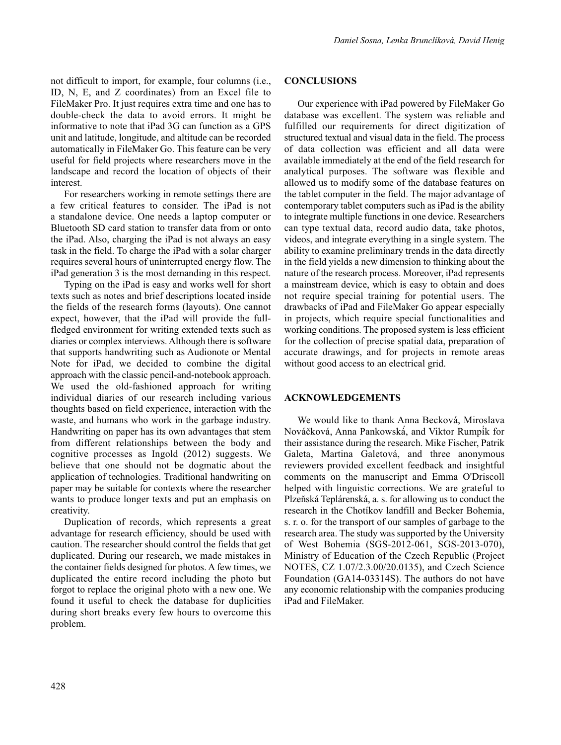not difficult to import, for example, four columns (i.e., ID, N, E, and Z coordinates) from an Excel file to FileMaker Pro. It just requires extra time and one has to double-check the data to avoid errors. It might be informative to note that iPad 3G can function as a GPS unit and latitude, longitude, and altitude can be recorded automatically in FileMaker Go. This feature can be very useful for field projects where researchers move in the landscape and record the location of objects of their interest.

For researchers working in remote settings there are a few critical features to consider. The iPad is not a standalone device. One needs a laptop computer or Bluetooth SD card station to transfer data from or onto the iPad. Also, charging the iPad is not always an easy task in the field. To charge the iPad with a solar charger requires several hours of uninterrupted energy flow. The iPad generation 3 is the most demanding in this respect.

Typing on the iPad is easy and works well for short texts such as notes and brief descriptions located inside the fields of the research forms (layouts). One cannot expect, however, that the iPad will provide the full-fledged environment for writing extended texts such as diaries or complex interviews. Although there is software that supports handwriting such as Audionote or Mental Note for iPad, we decided to combine the digital approach with the classic pencil-and-notebook approach. We used the old-fashioned approach for writing individual diaries of our research including various thoughts based on field experience, interaction with the waste, and humans who work in the garbage industry. Handwriting on paper has its own advantages that stem from different relationships between the body and cognitive processes as Ingold (2012) suggests. We believe that one should not be dogmatic about the application of technologies. Traditional handwriting on paper may be suitable for contexts where the researcher wants to produce longer texts and put an emphasis on creativity.

Duplication of records, which represents a great advantage for research efficiency, should be used with caution. The researcher should control the fields that get duplicated. During our research, we made mistakes in the container fields designed for photos. A few times, we duplicated the entire record including the photo but forgot to replace the original photo with a new one. We found it useful to check the database for duplicities during short breaks every few hours to overcome this problem.

## CONCLUSIONS

Our experience with iPad powered by FileMaker Go database was excellent. The system was reliable and fulfilled our requirements for direct digitization of structured textual and visual data in the field. The process of data collection was efficient and all data were available immediately at the end of the field research for analytical purposes. The software was flexible and allowed us to modify some of the database features on the tablet computer in the field. The major advantage of contemporary tablet computers such as iPad is the ability to integrate multiple functions in one device. Researchers can type textual data, record audio data, take photos, videos, and integrate everything in a single system. The ability to examine preliminary trends in the data directly in the field yields a new dimension to thinking about the nature of the research process. Moreover, iPad represents a mainstream device, which is easy to obtain and does not require special training for potential users. The drawbacks of iPad and FileMaker Go appear especially in projects, which require special functionalities and working conditions. The proposed system is less efficient for the collection of precise spatial data, preparation of accurate drawings, and for projects in remote areas without good access to an electrical grid.

## ACKNOWLEDGEMENTS

We would like to thank Anna Becková, Miroslava Nováčková, Anna Pankowská, and Viktor Rumpík for their assistance during the research. Mike Fischer, Patrik Galeta, Martina Galetová, and three anonymous reviewers provided excellent feedback and insightful comments on the manuscript and Emma O'Driscoll helped with linguistic corrections. We are grateful to Plzeňská Teplárenská, a. s. for allowing us to conduct the research in the Chotíkov landfill and Becker Bohemia, s. r. o. for the transport of our samples of garbage to the research area. The study was supported by the University of West Bohemia (SGS-2012-061, SGS-2013-070), Ministry of Education of the Czech Republic (Project NOTES, CZ 1.07/2.3.00/20.0135), and Czech Science Foundation (GA14-03314S). The authors do not have any economic relationship with the companies producing iPad and FileMaker.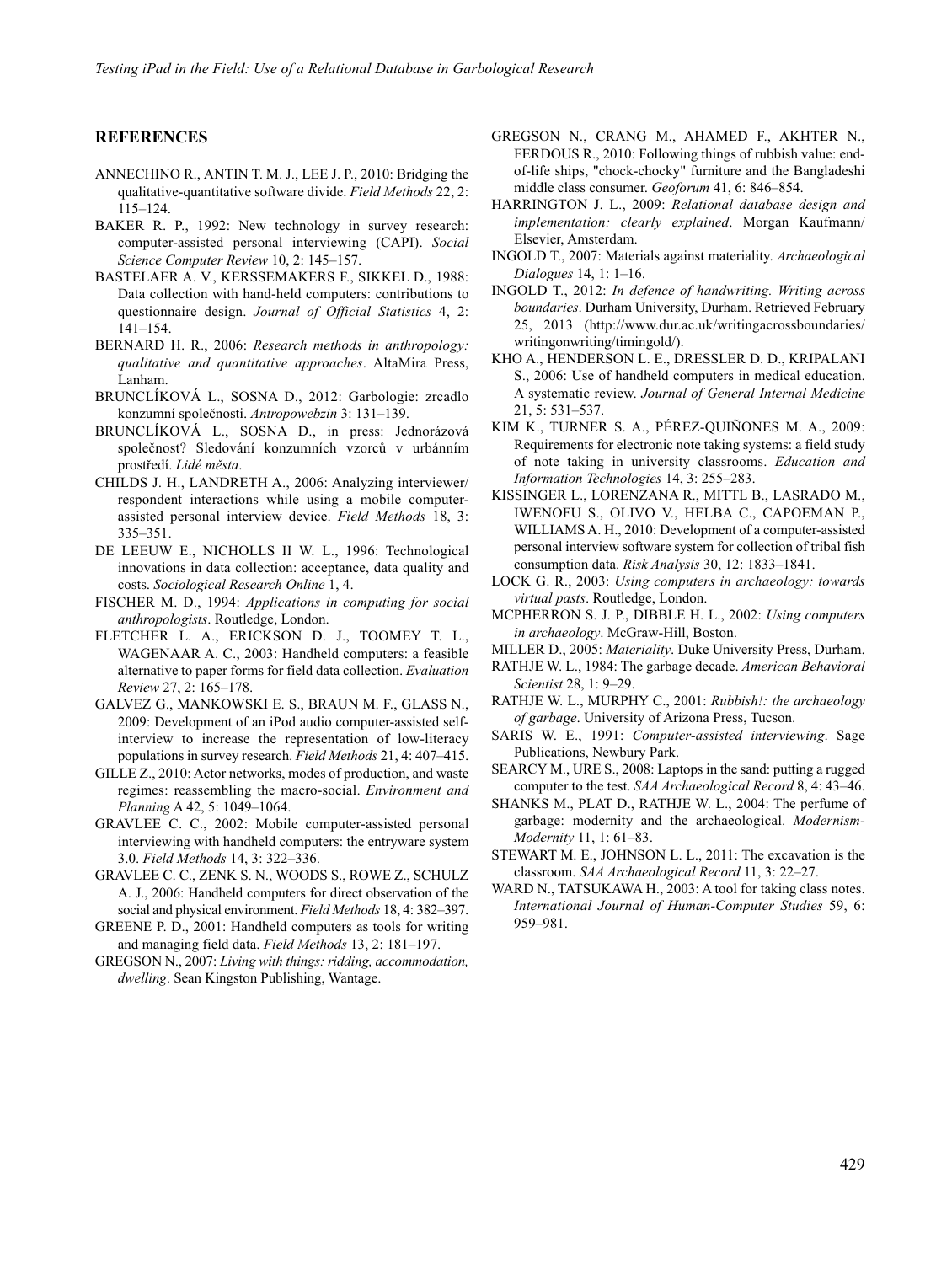## REFERENCES

ANNECHINO R., ANTIN T. M. J., LEE J. P., 2010: Bridging the qualitative-quantitative software divide. *Field Methods* 22, 2: 115–124.

BAKER R. P., 1992: New technology in survey research: computer-assisted personal interviewing (CAPI). *Social Science Computer Review* 10, 2: 145–157.

BASTELAER A. V., KERSSEMAKERS F., SIKKEL D., 1988: Data collection with hand-held computers: contributions to questionnaire design. *Journal of Official Statistics* 4, 2: 141–154.

BERNARD H. R., 2006: *Research methods in anthropology: qualitative and quantitative approaches*. AltaMira Press, Lanham.

BRUNCLÍKOVÁ L., SOSNA D., 2012: Garbologie: zrcadlo konzumní společnosti. *Antropowebzin* 3: 131–139.

BRUNCLÍKOVÁ L., SOSNA D., in press: Jednorázová společnost? Sledování konzumních vzorců v urbánním prostředí. *Lidé města*.

CHILDS J. H., LANDRETH A., 2006: Analyzing interviewer/respondent interactions while using a mobile computer-assisted personal interview device. *Field Methods* 18, 3: 335–351.

DE LEEUW E., NICHOLLS II W. L., 1996: Technological innovations in data collection: acceptance, data quality and costs. *Sociological Research Online* 1, 4.

FISCHER M. D., 1994: *Applications in computing for social anthropologists*. Routledge, London.

FLETCHER L. A., ERICKSON D. J., TOOMEY T. L., WAGENAAR A. C., 2003: Handheld computers: a feasible alternative to paper forms for field data collection. *Evaluation Review* 27, 2: 165–178.

GALVEZ G., MANKOWSKI E. S., BRAUN M. F., GLASS N., 2009: Development of an iPod audio computer-assisted self-interview to increase the representation of low-literacy populations in survey research. *Field Methods* 21, 4: 407–415.

GILLE Z., 2010: Actor networks, modes of production, and waste regimes: reassembling the macro-social. *Environment and Planning* A 42, 5: 1049–1064.

GRAVLEE C. C., 2002: Mobile computer-assisted personal interviewing with handheld computers: the entryware system 3.0. *Field Methods* 14, 3: 322–336.

GRAVLEE C. C., ZENK S. N., WOODS S., ROWE Z., SCHULZ A. J., 2006: Handheld computers for direct observation of the social and physical environment. *Field Methods* 18, 4: 382–397.

GREENE P. D., 2001: Handheld computers as tools for writing and managing field data. *Field Methods* 13, 2: 181–197.

GREGSON N., 2007: *Living with things: ridding, accommodation, dwelling*. Sean Kingston Publishing, Wantage.

GREGSON N., CRANG M., AHAMED F., AKHTER N., FERDOUS R., 2010: Following things of rubbish value: end-of-life ships, "chock-chocky" furniture and the Bangladeshi middle class consumer. *Geoforum* 41, 6: 846–854.

HARRINGTON J. L., 2009: *Relational database design and implementation: clearly explained*. Morgan Kaufmann/Elsevier, Amsterdam.

INGOLD T., 2007: Materials against materiality. *Archaeological Dialogues* 14, 1: 1–16.

INGOLD T., 2012: *In defence of handwriting. Writing across boundaries*. Durham University, Durham. Retrieved February 25, 2013 (http://www.dur.ac.uk/writingacrossboundaries/writingonwriting/timingold/).

KHO A., HENDERSON L. E., DRESSLER D. D., KRIPALANI S., 2006: Use of handheld computers in medical education. A systematic review. *Journal of General Internal Medicine* 21, 5: 531–537.

KIM K., TURNER S. A., PÉREZ-QUIÑONES M. A., 2009: Requirements for electronic note taking systems: a field study of note taking in university classrooms. *Education and Information Technologies* 14, 3: 255–283.

KISSINGER L., LORENZANA R., MITTL B., LASRADO M., IWENOFU S., OLIVO V., HELBA C., CAPOEMAN P., WILLIAMS A. H., 2010: Development of a computer-assisted personal interview software system for collection of tribal fish consumption data. *Risk Analysis* 30, 12: 1833–1841.

LOCK G. R., 2003: *Using computers in archaeology: towards virtual pasts*. Routledge, London.

MCPHERRON S. J. P., DIBBLE H. L., 2002: *Using computers in archaeology*. McGraw-Hill, Boston.

MILLER D., 2005: *Materiality*. Duke University Press, Durham.

RATHJE W. L., 1984: The garbage decade. *American Behavioral Scientist* 28, 1: 9–29.

RATHJE W. L., MURPHY C., 2001: *Rubbish!: the archaeology of garbage*. University of Arizona Press, Tucson.

SARIS W. E., 1991: *Computer-assisted interviewing*. Sage Publications, Newbury Park.

SEARCY M., URE S., 2008: Laptops in the sand: putting a rugged computer to the test. *SAA Archaeological Record* 8, 4: 43–46.

SHANKS M., PLAT D., RATHJE W. L., 2004: The perfume of garbage: modernity and the archaeological. *Modernism-Modernity* 11, 1: 61–83.

STEWART M. E., JOHNSON L. L., 2011: The excavation is the classroom. *SAA Archaeological Record* 11, 3: 22–27.

WARD N., TATSUKAWA H., 2003: A tool for taking class notes. *International Journal of Human-Computer Studies* 59, 6: 959–981.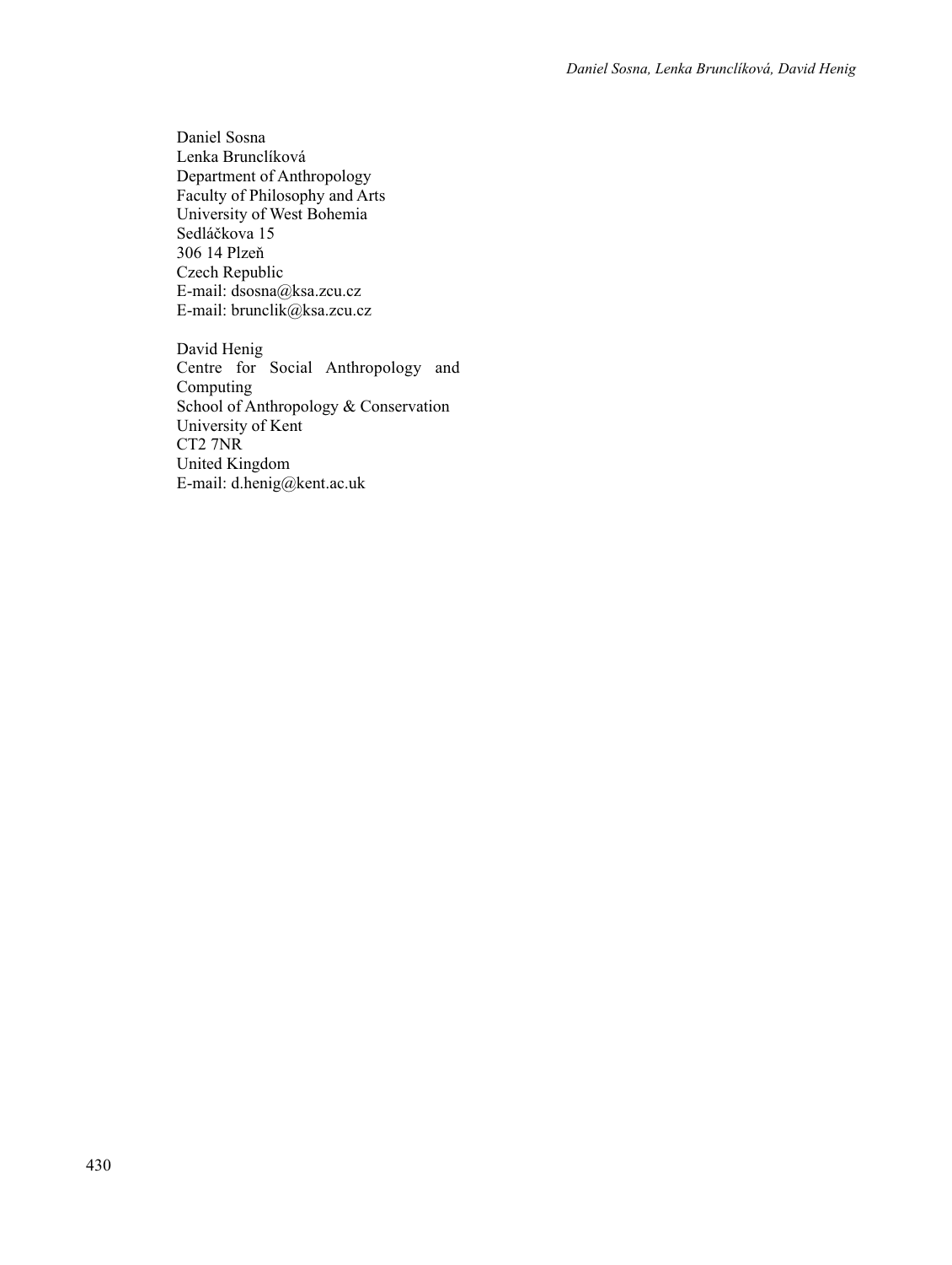Daniel Sosna  
Lenka Brunclíková  
Department of Anthropology  
Faculty of Philosophy and Arts  
University of West Bohemia  
Sedláčkova 15  
306 14 Plzeň  
Czech Republic  
E-mail: dsosna@ksa.zcu.cz  
E-mail: brunclik@ksa.zcu.cz

David Henig  
Centre for Social Anthropology and Computing  
School of Anthropology & Conservation  
University of Kent  
CT2 7NR  
United Kingdom  
E-mail: d.henig@kent.ac.uk